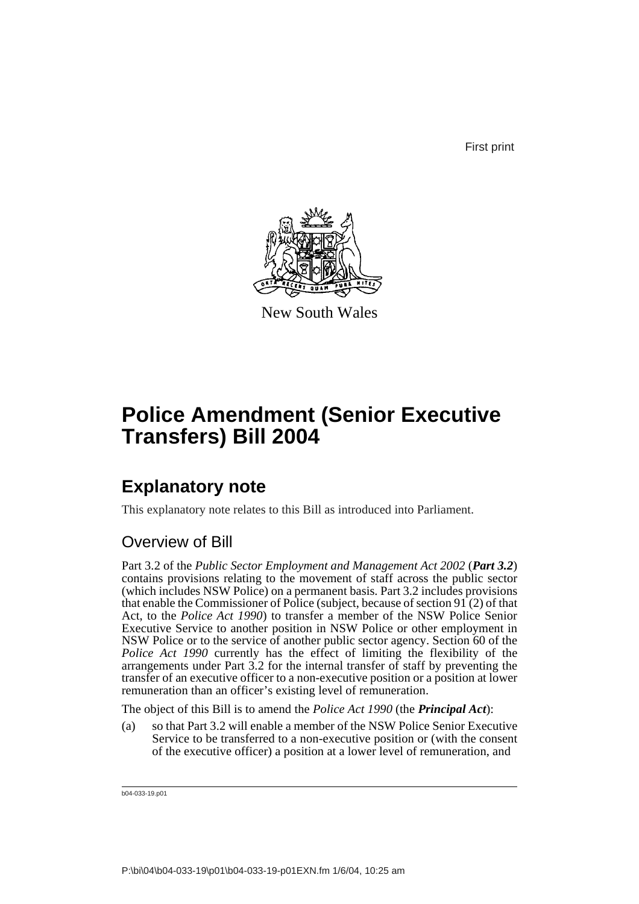First print

New South Wales

# Police Amendment (Senior Executive Transfers) Bill 2004

## Explanatory note

This explanatory note relates to this Bill as introduced into Parliament.

### Overview of Bill

Part 3.2 of the *Public Sector Employment and Management Act 2002* (***Part 3.2***) contains provisions relating to the movement of staff across the public sector (which includes NSW Police) on a permanent basis. Part 3.2 includes provisions that enable the Commissioner of Police (subject, because of section 91 (2) of that Act, to the *Police Act 1990*) to transfer a member of the NSW Police Senior Executive Service to another position in NSW Police or other employment in NSW Police or to the service of another public sector agency. Section 60 of the *Police Act 1990* currently has the effect of limiting the flexibility of the arrangements under Part 3.2 for the internal transfer of staff by preventing the transfer of an executive officer to a non-executive position or a position at lower remuneration than an officer's existing level of remuneration.

The object of this Bill is to amend the *Police Act 1990* (the ***Principal Act***):

(a) so that Part 3.2 will enable a member of the NSW Police Senior Executive Service to be transferred to a non-executive position or (with the consent of the executive officer) a position at a lower level of remuneration, and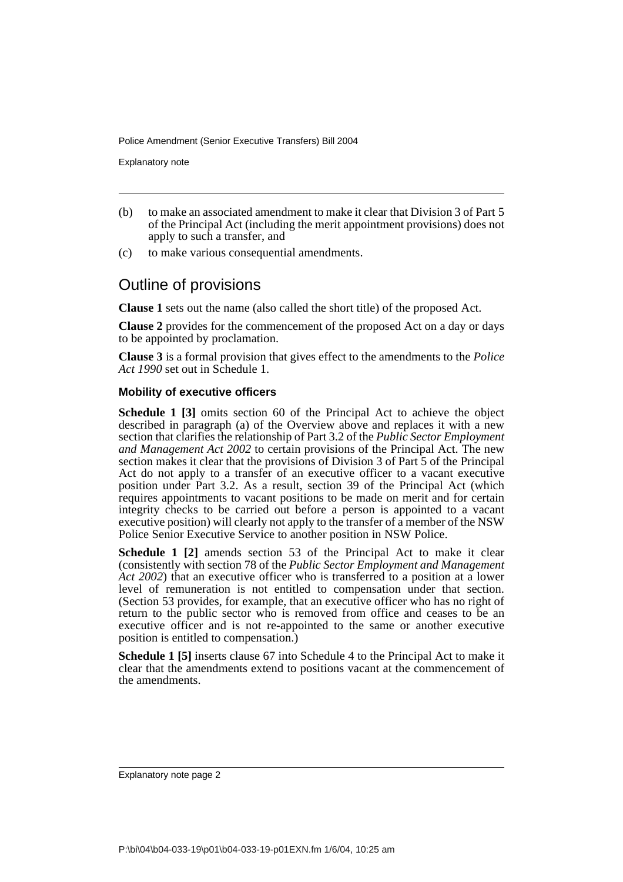(b) to make an associated amendment to make it clear that Division 3 of Part 5 of the Principal Act (including the merit appointment provisions) does not apply to such a transfer, and

(c) to make various consequential amendments.

## Outline of provisions

**Clause 1** sets out the name (also called the short title) of the proposed Act.

**Clause 2** provides for the commencement of the proposed Act on a day or days to be appointed by proclamation.

**Clause 3** is a formal provision that gives effect to the amendments to the *Police Act 1990* set out in Schedule 1.

#### Mobility of executive officers

**Schedule 1 [3]** omits section 60 of the Principal Act to achieve the object described in paragraph (a) of the Overview above and replaces it with a new section that clarifies the relationship of Part 3.2 of the *Public Sector Employment and Management Act 2002* to certain provisions of the Principal Act. The new section makes it clear that the provisions of Division 3 of Part 5 of the Principal Act do not apply to a transfer of an executive officer to a vacant executive position under Part 3.2. As a result, section 39 of the Principal Act (which requires appointments to vacant positions to be made on merit and for certain integrity checks to be carried out before a person is appointed to a vacant executive position) will clearly not apply to the transfer of a member of the NSW Police Senior Executive Service to another position in NSW Police.

**Schedule 1 [2]** amends section 53 of the Principal Act to make it clear (consistently with section 78 of the *Public Sector Employment and Management Act 2002*) that an executive officer who is transferred to a position at a lower level of remuneration is not entitled to compensation under that section. (Section 53 provides, for example, that an executive officer who has no right of return to the public sector who is removed from office and ceases to be an executive officer and is not re-appointed to the same or another executive position is entitled to compensation.)

**Schedule 1 [5]** inserts clause 67 into Schedule 4 to the Principal Act to make it clear that the amendments extend to positions vacant at the commencement of the amendments.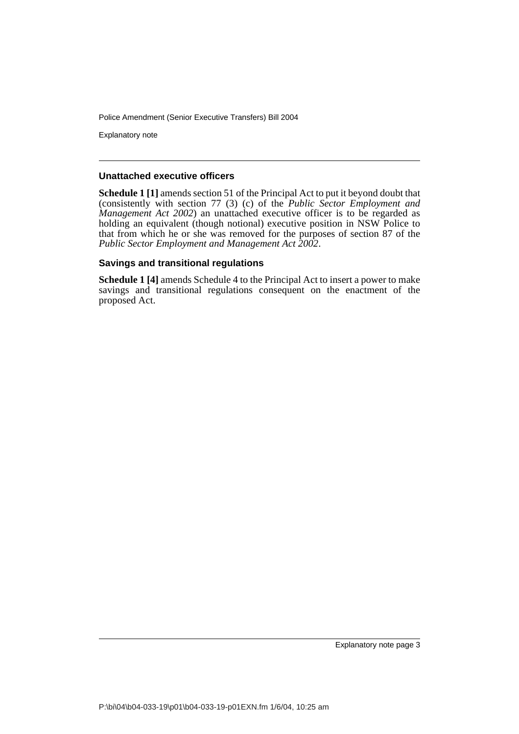### Unattached executive officers

**Schedule 1 [1]** amends section 51 of the Principal Act to put it beyond doubt that (consistently with section 77 (3) (c) of the *Public Sector Employment and Management Act 2002*) an unattached executive officer is to be regarded as holding an equivalent (though notional) executive position in NSW Police to that from which he or she was removed for the purposes of section 87 of the *Public Sector Employment and Management Act 2002*.

### Savings and transitional regulations

**Schedule 1 [4]** amends Schedule 4 to the Principal Act to insert a power to make savings and transitional regulations consequent on the enactment of the proposed Act.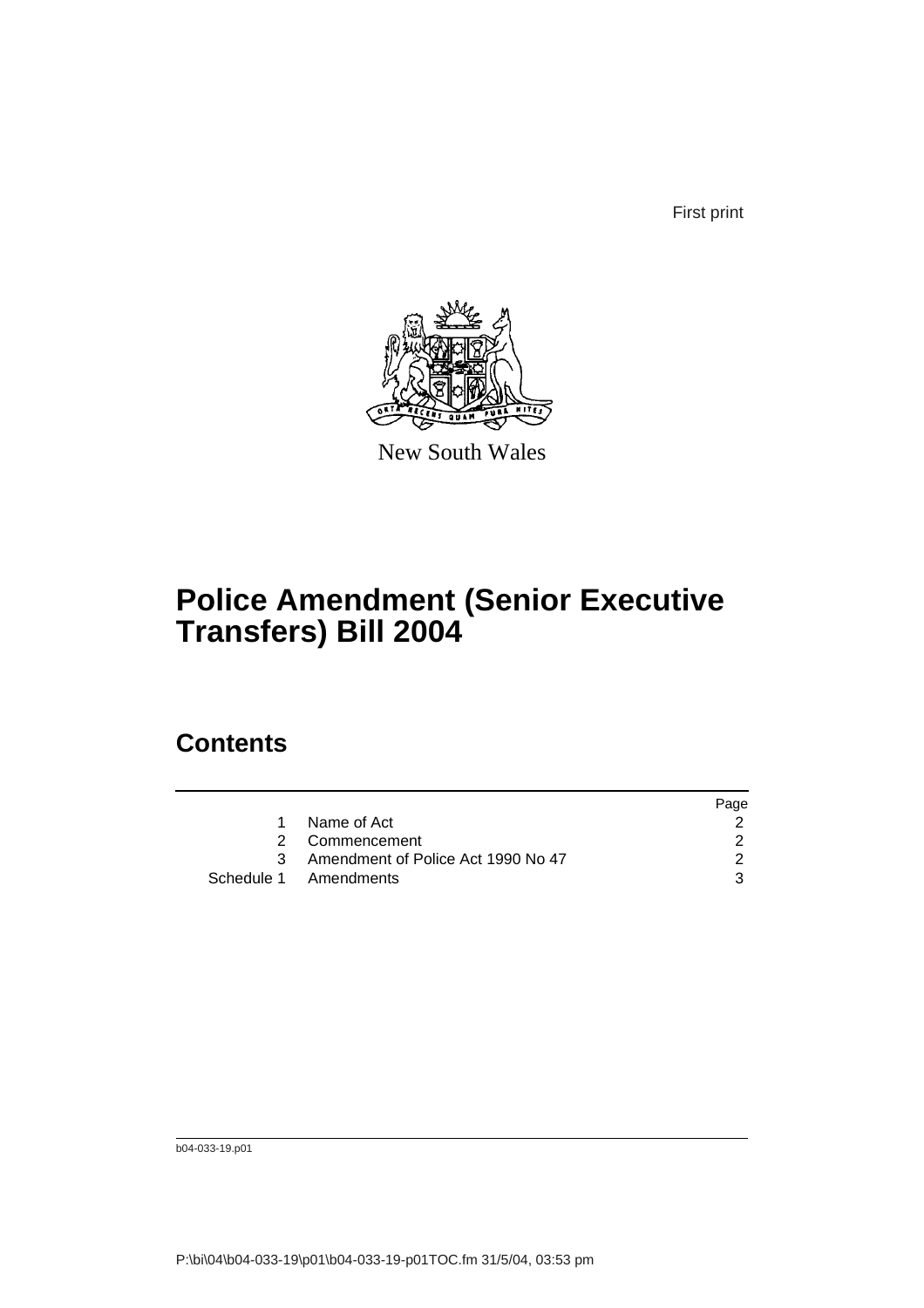First print

New South Wales

# Police Amendment (Senior Executive Transfers) Bill 2004

## Contents

| | | Page |
|---|---|---|
| 1 | Name of Act | 2 |
| 2 | Commencement | 2 |
| 3 | Amendment of Police Act 1990 No 47 | 2 |
| Schedule 1 | Amendments | 3 |

b04-033-19.p01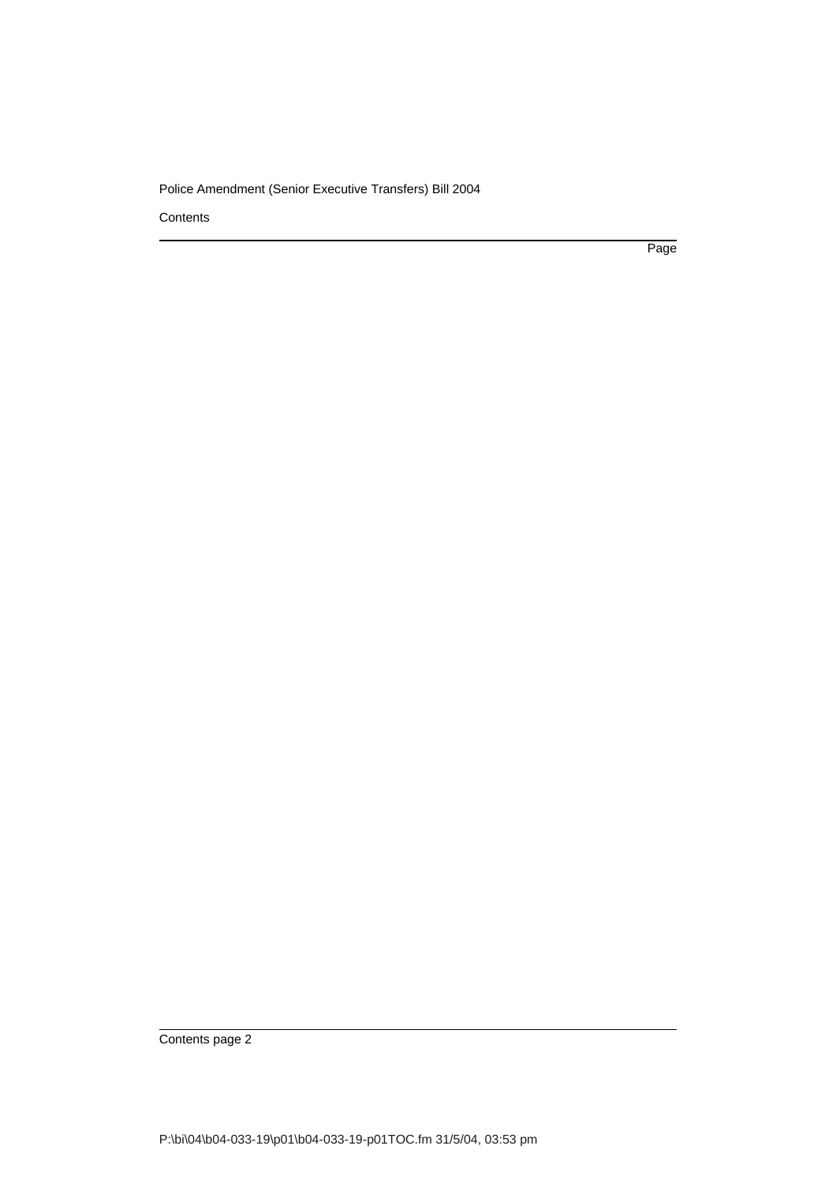Contents

Page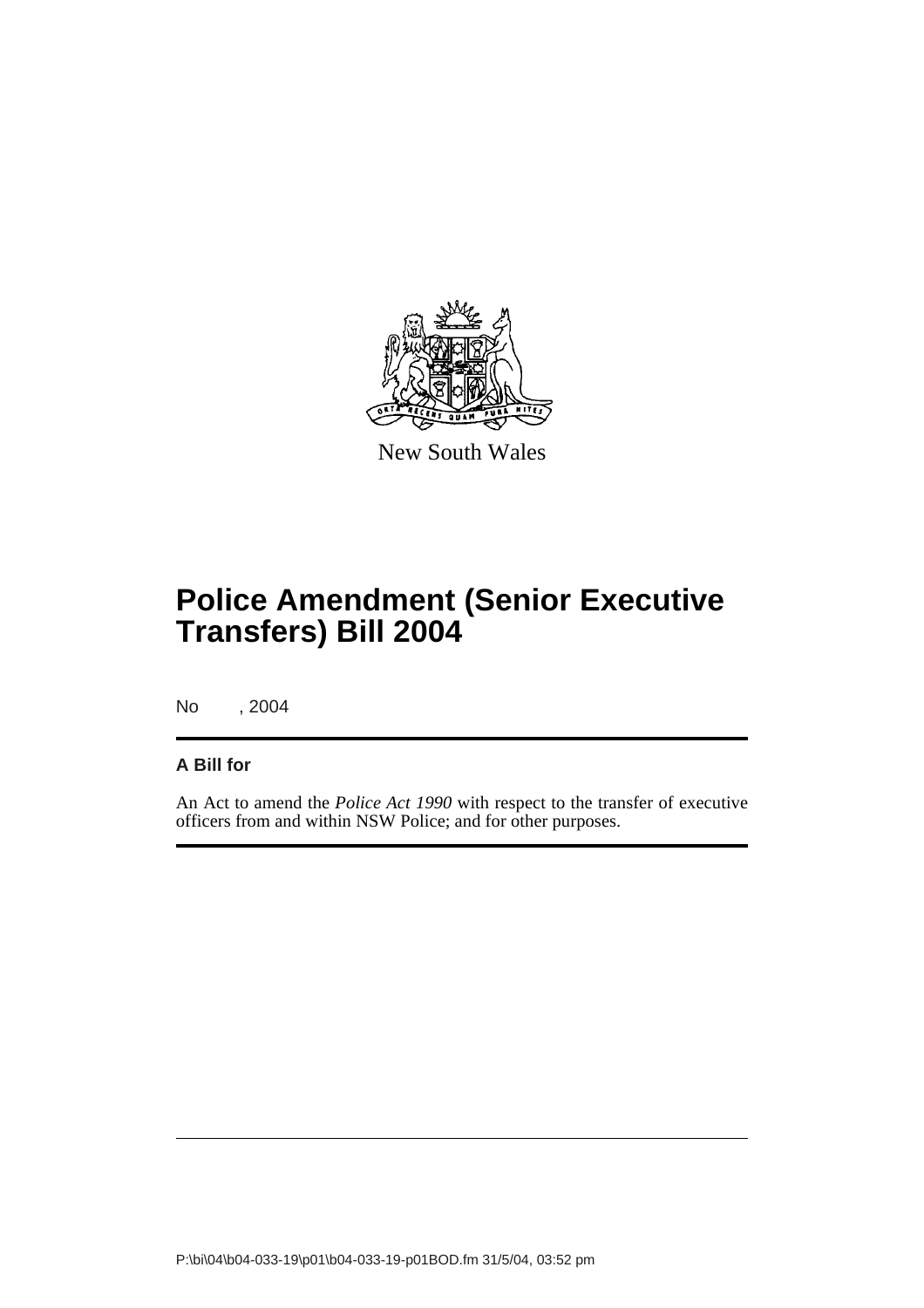New South Wales

# Police Amendment (Senior Executive Transfers) Bill 2004

No , 2004

**A Bill for**

An Act to amend the *Police Act 1990* with respect to the transfer of executive officers from and within NSW Police; and for other purposes.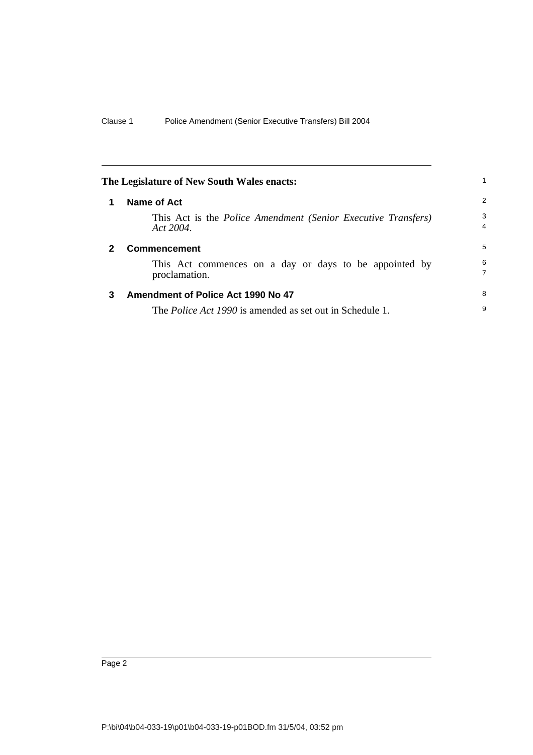**The Legislature of New South Wales enacts:**

## 1 Name of Act

This Act is the *Police Amendment (Senior Executive Transfers) Act 2004*.

## 2 Commencement

This Act commences on a day or days to be appointed by proclamation.

## 3 Amendment of Police Act 1990 No 47

The *Police Act 1990* is amended as set out in Schedule 1.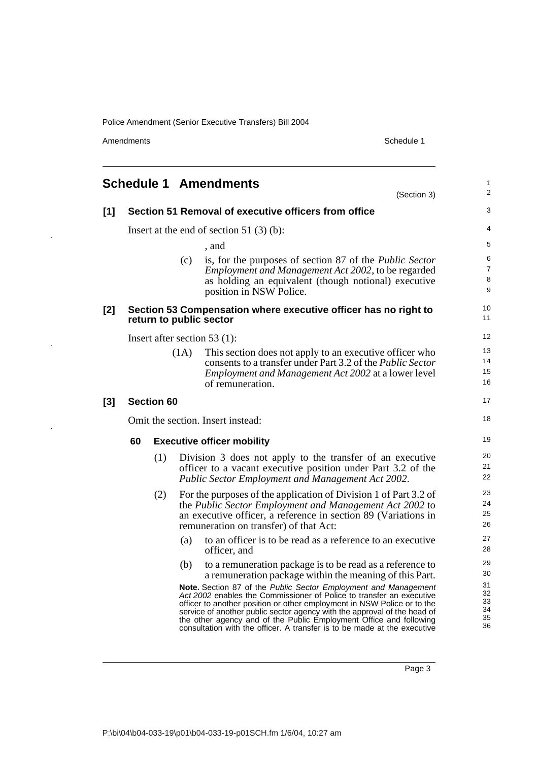## Schedule 1 Amendments

(Section 3)

**[1] Section 51 Removal of executive officers from office**

Insert at the end of section 51 (3) (b):

, and

(c) is, for the purposes of section 87 of the *Public Sector Employment and Management Act 2002*, to be regarded as holding an equivalent (though notional) executive position in NSW Police.

**[2] Section 53 Compensation where executive officer has no right to return to public sector**

Insert after section 53 (1):

(1A) This section does not apply to an executive officer who consents to a transfer under Part 3.2 of the *Public Sector Employment and Management Act 2002* at a lower level of remuneration.

**[3] Section 60**

Omit the section. Insert instead:

**60 Executive officer mobility**

(1) Division 3 does not apply to the transfer of an executive officer to a vacant executive position under Part 3.2 of the *Public Sector Employment and Management Act 2002*.

(2) For the purposes of the application of Division 1 of Part 3.2 of the *Public Sector Employment and Management Act 2002* to an executive officer, a reference in section 89 (Variations in remuneration on transfer) of that Act:

(a) to an officer is to be read as a reference to an executive officer, and

(b) to a remuneration package is to be read as a reference to a remuneration package within the meaning of this Part.

**Note.** Section 87 of the *Public Sector Employment and Management Act 2002* enables the Commissioner of Police to transfer an executive officer to another position or other employment in NSW Police or to the service of another public sector agency with the approval of the head of the other agency and of the Public Employment Office and following consultation with the officer. A transfer is to be made at the executive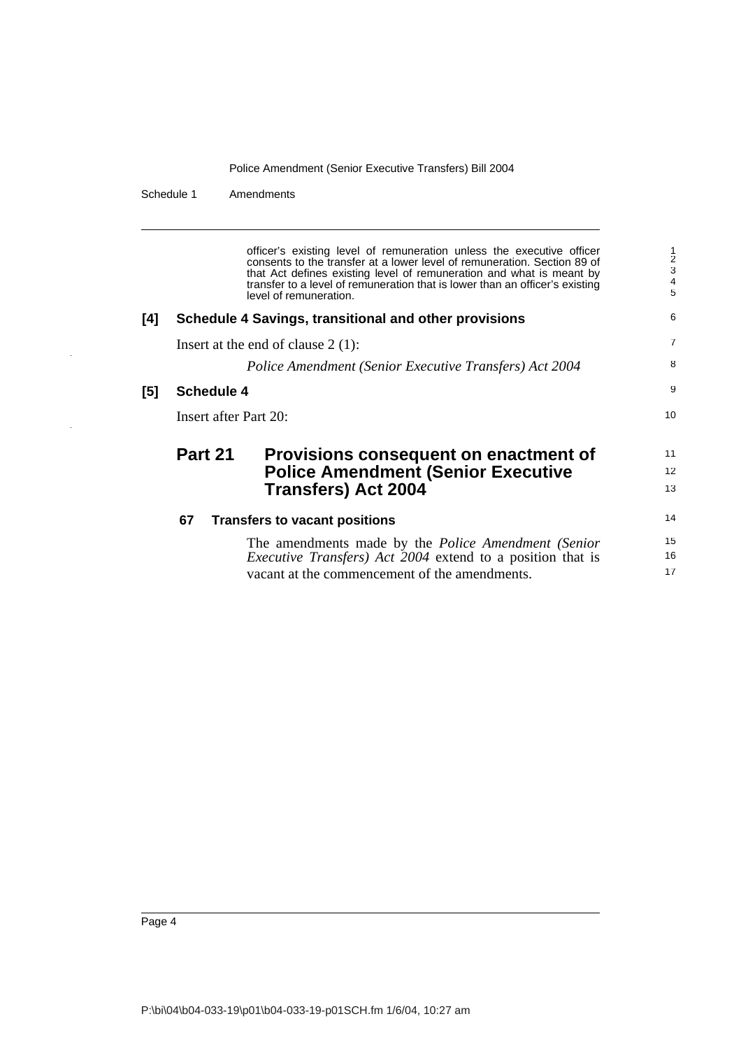officer's existing level of remuneration unless the executive officer consents to the transfer at a lower level of remuneration. Section 89 of that Act defines existing level of remuneration and what is meant by transfer to a level of remuneration that is lower than an officer's existing level of remuneration.

**[4] Schedule 4 Savings, transitional and other provisions**

Insert at the end of clause 2 (1):

*Police Amendment (Senior Executive Transfers) Act 2004*

**[5] Schedule 4**

Insert after Part 20:

## Part 21 Provisions consequent on enactment of Police Amendment (Senior Executive Transfers) Act 2004

### 67 Transfers to vacant positions

The amendments made by the *Police Amendment (Senior Executive Transfers) Act 2004* extend to a position that is vacant at the commencement of the amendments.